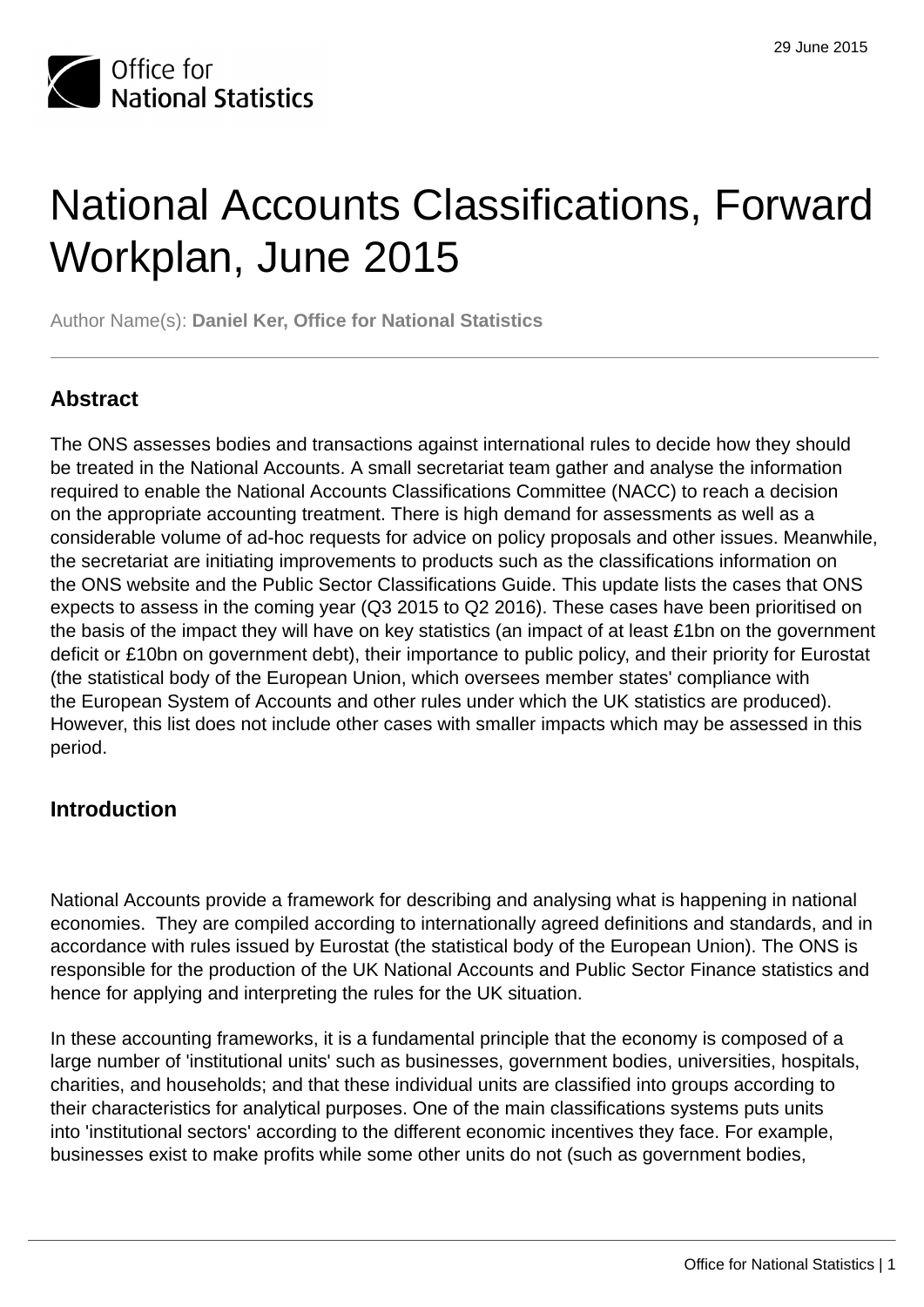# National Accounts Classifications, Forward Workplan, June 2015

Author Name(s): **Daniel Ker, Office for National Statistics**

## Abstract

The ONS assesses bodies and transactions against international rules to decide how they should be treated in the National Accounts. A small secretariat team gather and analyse the information required to enable the National Accounts Classifications Committee (NACC) to reach a decision on the appropriate accounting treatment. There is high demand for assessments as well as a considerable volume of ad-hoc requests for advice on policy proposals and other issues. Meanwhile, the secretariat are initiating improvements to products such as the classifications information on the ONS website and the Public Sector Classifications Guide. This update lists the cases that ONS expects to assess in the coming year (Q3 2015 to Q2 2016). These cases have been prioritised on the basis of the impact they will have on key statistics (an impact of at least £1bn on the government deficit or £10bn on government debt), their importance to public policy, and their priority for Eurostat (the statistical body of the European Union, which oversees member states' compliance with the European System of Accounts and other rules under which the UK statistics are produced). However, this list does not include other cases with smaller impacts which may be assessed in this period.

## Introduction

National Accounts provide a framework for describing and analysing what is happening in national economies. They are compiled according to internationally agreed definitions and standards, and in accordance with rules issued by Eurostat (the statistical body of the European Union). The ONS is responsible for the production of the UK National Accounts and Public Sector Finance statistics and hence for applying and interpreting the rules for the UK situation.

In these accounting frameworks, it is a fundamental principle that the economy is composed of a large number of 'institutional units' such as businesses, government bodies, universities, hospitals, charities, and households; and that these individual units are classified into groups according to their characteristics for analytical purposes. One of the main classifications systems puts units into 'institutional sectors' according to the different economic incentives they face. For example, businesses exist to make profits while some other units do not (such as government bodies,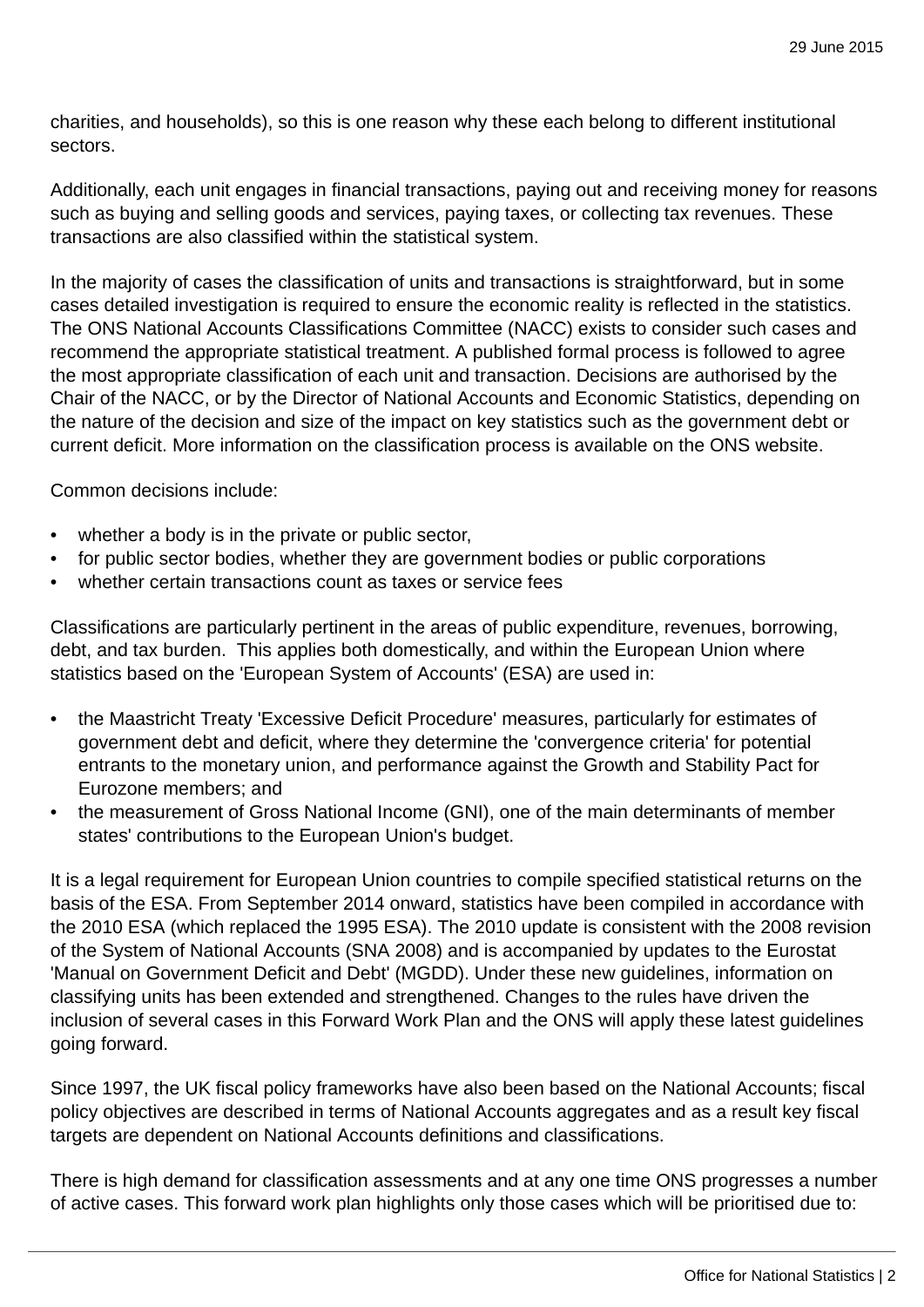charities, and households), so this is one reason why these each belong to different institutional sectors.

Additionally, each unit engages in financial transactions, paying out and receiving money for reasons such as buying and selling goods and services, paying taxes, or collecting tax revenues. These transactions are also classified within the statistical system.

In the majority of cases the classification of units and transactions is straightforward, but in some cases detailed investigation is required to ensure the economic reality is reflected in the statistics. The ONS National Accounts Classifications Committee (NACC) exists to consider such cases and recommend the appropriate statistical treatment. A published formal process is followed to agree the most appropriate classification of each unit and transaction. Decisions are authorised by the Chair of the NACC, or by the Director of National Accounts and Economic Statistics, depending on the nature of the decision and size of the impact on key statistics such as the government debt or current deficit. More information on the classification process is available on the ONS website.

Common decisions include:

- whether a body is in the private or public sector,
- for public sector bodies, whether they are government bodies or public corporations
- whether certain transactions count as taxes or service fees

Classifications are particularly pertinent in the areas of public expenditure, revenues, borrowing, debt, and tax burden. This applies both domestically, and within the European Union where statistics based on the 'European System of Accounts' (ESA) are used in:

- the Maastricht Treaty 'Excessive Deficit Procedure' measures, particularly for estimates of government debt and deficit, where they determine the 'convergence criteria' for potential entrants to the monetary union, and performance against the Growth and Stability Pact for Eurozone members; and
- the measurement of Gross National Income (GNI), one of the main determinants of member states' contributions to the European Union's budget.

It is a legal requirement for European Union countries to compile specified statistical returns on the basis of the ESA. From September 2014 onward, statistics have been compiled in accordance with the 2010 ESA (which replaced the 1995 ESA). The 2010 update is consistent with the 2008 revision of the System of National Accounts (SNA 2008) and is accompanied by updates to the Eurostat 'Manual on Government Deficit and Debt' (MGDD). Under these new guidelines, information on classifying units has been extended and strengthened. Changes to the rules have driven the inclusion of several cases in this Forward Work Plan and the ONS will apply these latest guidelines going forward.

Since 1997, the UK fiscal policy frameworks have also been based on the National Accounts; fiscal policy objectives are described in terms of National Accounts aggregates and as a result key fiscal targets are dependent on National Accounts definitions and classifications.

There is high demand for classification assessments and at any one time ONS progresses a number of active cases. This forward work plan highlights only those cases which will be prioritised due to: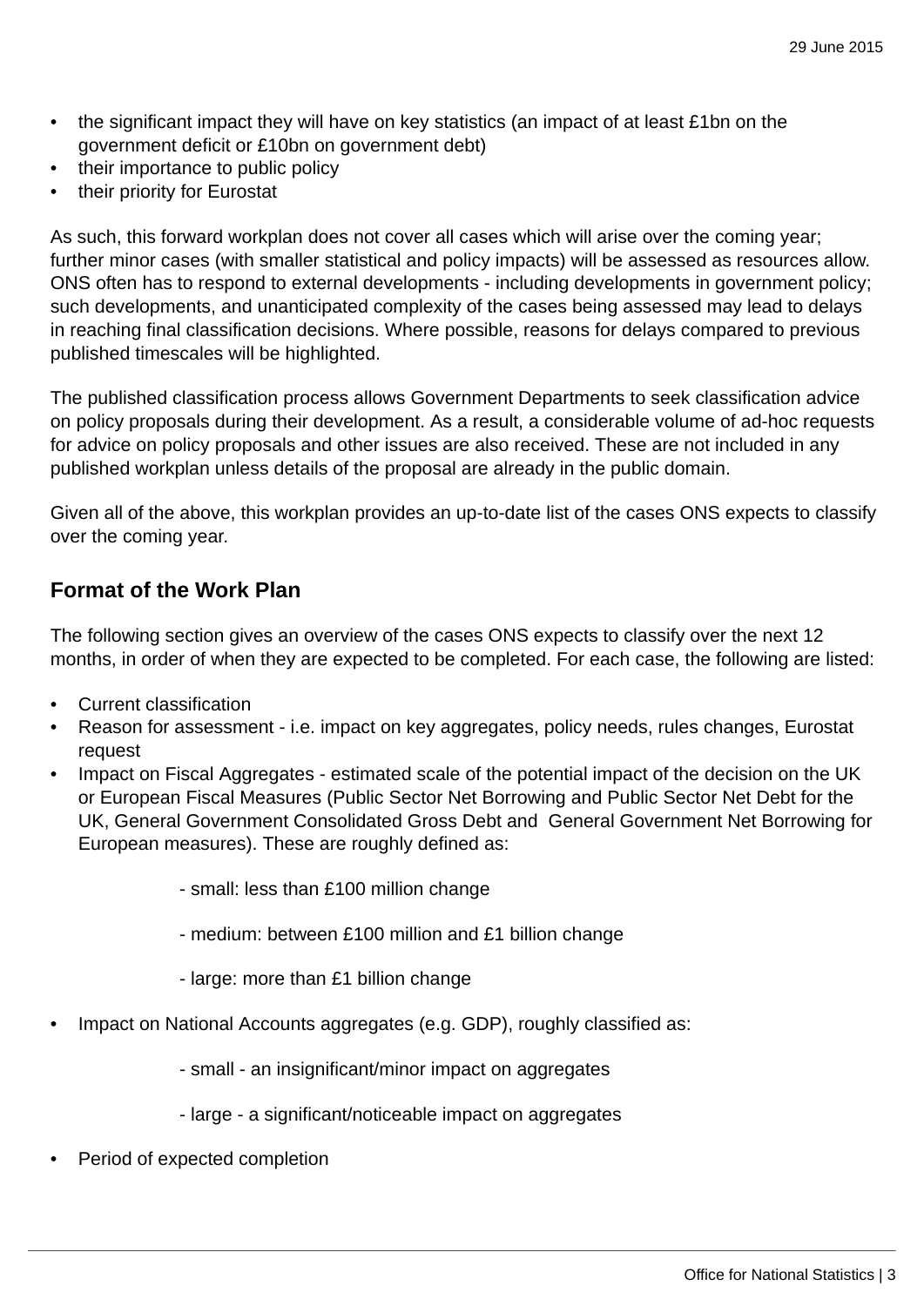- the significant impact they will have on key statistics (an impact of at least £1bn on the government deficit or £10bn on government debt)
- their importance to public policy
- their priority for Eurostat

As such, this forward workplan does not cover all cases which will arise over the coming year; further minor cases (with smaller statistical and policy impacts) will be assessed as resources allow. ONS often has to respond to external developments - including developments in government policy; such developments, and unanticipated complexity of the cases being assessed may lead to delays in reaching final classification decisions. Where possible, reasons for delays compared to previous published timescales will be highlighted.

The published classification process allows Government Departments to seek classification advice on policy proposals during their development. As a result, a considerable volume of ad-hoc requests for advice on policy proposals and other issues are also received. These are not included in any published workplan unless details of the proposal are already in the public domain.

Given all of the above, this workplan provides an up-to-date list of the cases ONS expects to classify over the coming year.

## Format of the Work Plan

The following section gives an overview of the cases ONS expects to classify over the next 12 months, in order of when they are expected to be completed. For each case, the following are listed:

- Current classification
- Reason for assessment - i.e. impact on key aggregates, policy needs, rules changes, Eurostat request
- Impact on Fiscal Aggregates - estimated scale of the potential impact of the decision on the UK or European Fiscal Measures (Public Sector Net Borrowing and Public Sector Net Debt for the UK, General Government Consolidated Gross Debt and General Government Net Borrowing for European measures). These are roughly defined as:

  - small: less than £100 million change
  - medium: between £100 million and £1 billion change
  - large: more than £1 billion change

- Impact on National Accounts aggregates (e.g. GDP), roughly classified as:

  - small - an insignificant/minor impact on aggregates
  - large - a significant/noticeable impact on aggregates

- Period of expected completion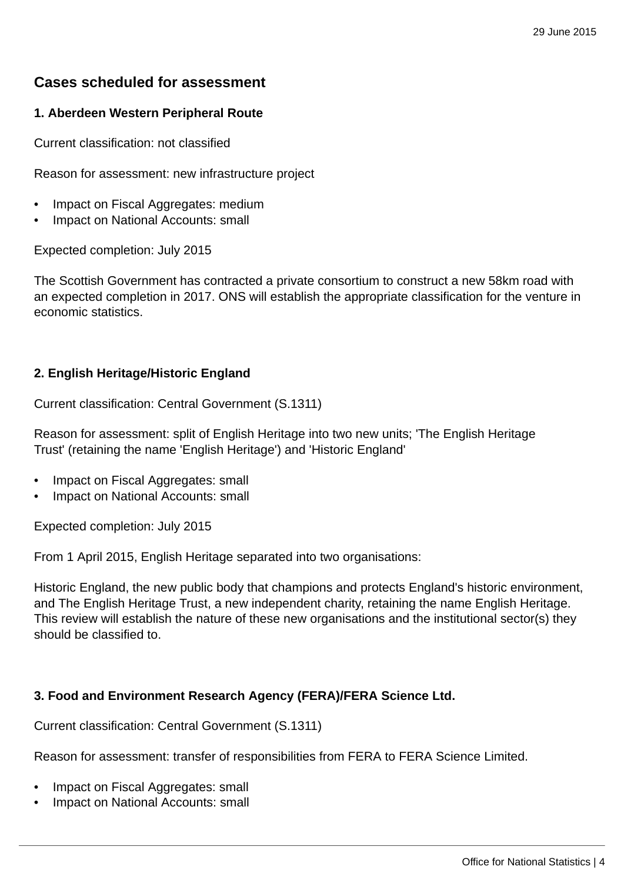## Cases scheduled for assessment

### 1. Aberdeen Western Peripheral Route

Current classification: not classified

Reason for assessment: new infrastructure project

- Impact on Fiscal Aggregates: medium
- Impact on National Accounts: small

Expected completion: July 2015

The Scottish Government has contracted a private consortium to construct a new 58km road with an expected completion in 2017. ONS will establish the appropriate classification for the venture in economic statistics.

### 2. English Heritage/Historic England

Current classification: Central Government (S.1311)

Reason for assessment: split of English Heritage into two new units; 'The English Heritage Trust' (retaining the name 'English Heritage') and 'Historic England'

- Impact on Fiscal Aggregates: small
- Impact on National Accounts: small

Expected completion: July 2015

From 1 April 2015, English Heritage separated into two organisations:

Historic England, the new public body that champions and protects England's historic environment, and The English Heritage Trust, a new independent charity, retaining the name English Heritage. This review will establish the nature of these new organisations and the institutional sector(s) they should be classified to.

### 3. Food and Environment Research Agency (FERA)/FERA Science Ltd.

Current classification: Central Government (S.1311)

Reason for assessment: transfer of responsibilities from FERA to FERA Science Limited.

- Impact on Fiscal Aggregates: small
- Impact on National Accounts: small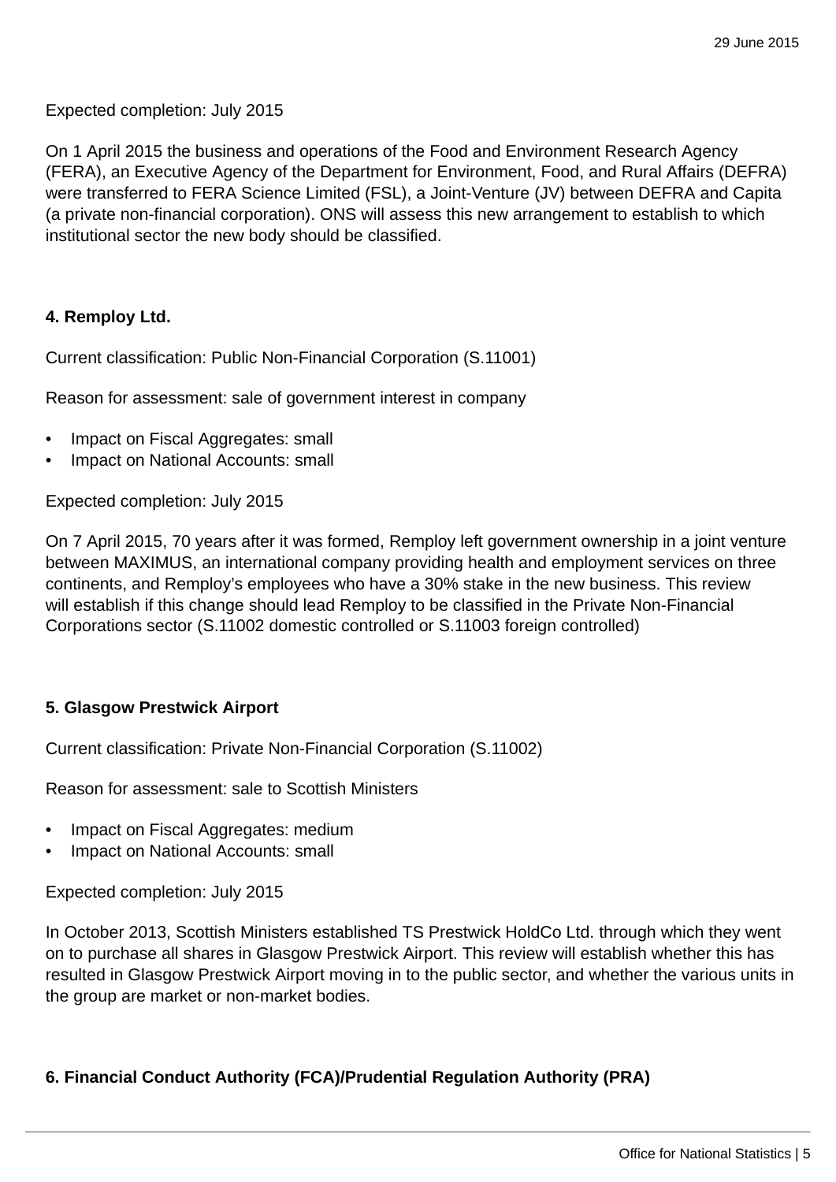Expected completion: July 2015

On 1 April 2015 the business and operations of the Food and Environment Research Agency (FERA), an Executive Agency of the Department for Environment, Food, and Rural Affairs (DEFRA) were transferred to FERA Science Limited (FSL), a Joint-Venture (JV) between DEFRA and Capita (a private non-financial corporation). ONS will assess this new arrangement to establish to which institutional sector the new body should be classified.

**4. Remploy Ltd.**

Current classification: Public Non-Financial Corporation (S.11001)

Reason for assessment: sale of government interest in company

- Impact on Fiscal Aggregates: small
- Impact on National Accounts: small

Expected completion: July 2015

On 7 April 2015, 70 years after it was formed, Remploy left government ownership in a joint venture between MAXIMUS, an international company providing health and employment services on three continents, and Remploy's employees who have a 30% stake in the new business. This review will establish if this change should lead Remploy to be classified in the Private Non-Financial Corporations sector (S.11002 domestic controlled or S.11003 foreign controlled)

**5. Glasgow Prestwick Airport**

Current classification: Private Non-Financial Corporation (S.11002)

Reason for assessment: sale to Scottish Ministers

- Impact on Fiscal Aggregates: medium
- Impact on National Accounts: small

Expected completion: July 2015

In October 2013, Scottish Ministers established TS Prestwick HoldCo Ltd. through which they went on to purchase all shares in Glasgow Prestwick Airport. This review will establish whether this has resulted in Glasgow Prestwick Airport moving in to the public sector, and whether the various units in the group are market or non-market bodies.

**6. Financial Conduct Authority (FCA)/Prudential Regulation Authority (PRA)**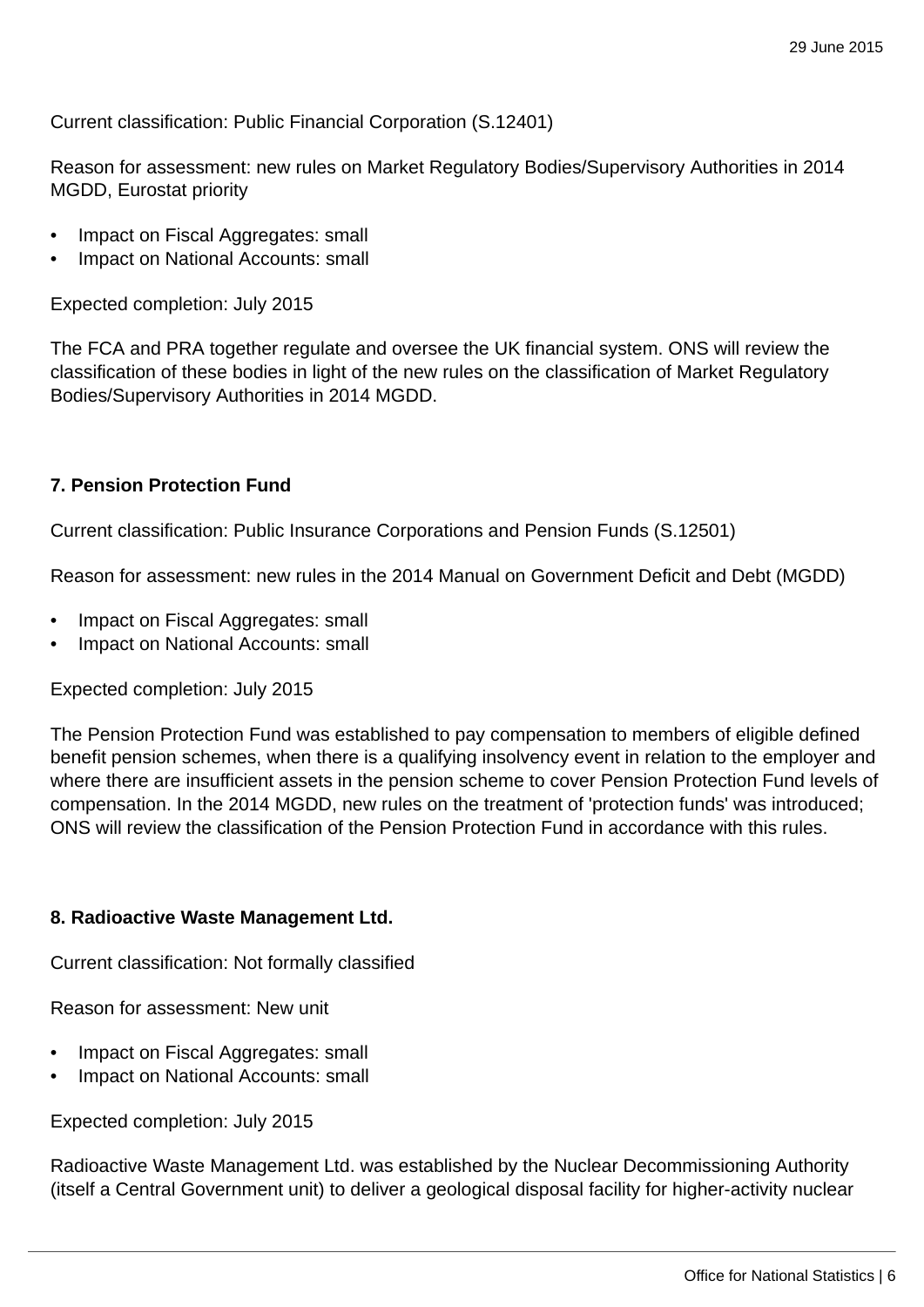Current classification: Public Financial Corporation (S.12401)

Reason for assessment: new rules on Market Regulatory Bodies/Supervisory Authorities in 2014 MGDD, Eurostat priority

- Impact on Fiscal Aggregates: small
- Impact on National Accounts: small

Expected completion: July 2015

The FCA and PRA together regulate and oversee the UK financial system. ONS will review the classification of these bodies in light of the new rules on the classification of Market Regulatory Bodies/Supervisory Authorities in 2014 MGDD.

**7. Pension Protection Fund**

Current classification: Public Insurance Corporations and Pension Funds (S.12501)

Reason for assessment: new rules in the 2014 Manual on Government Deficit and Debt (MGDD)

- Impact on Fiscal Aggregates: small
- Impact on National Accounts: small

Expected completion: July 2015

The Pension Protection Fund was established to pay compensation to members of eligible defined benefit pension schemes, when there is a qualifying insolvency event in relation to the employer and where there are insufficient assets in the pension scheme to cover Pension Protection Fund levels of compensation. In the 2014 MGDD, new rules on the treatment of 'protection funds' was introduced; ONS will review the classification of the Pension Protection Fund in accordance with this rules.

**8. Radioactive Waste Management Ltd.**

Current classification: Not formally classified

Reason for assessment: New unit

- Impact on Fiscal Aggregates: small
- Impact on National Accounts: small

Expected completion: July 2015

Radioactive Waste Management Ltd. was established by the Nuclear Decommissioning Authority (itself a Central Government unit) to deliver a geological disposal facility for higher-activity nuclear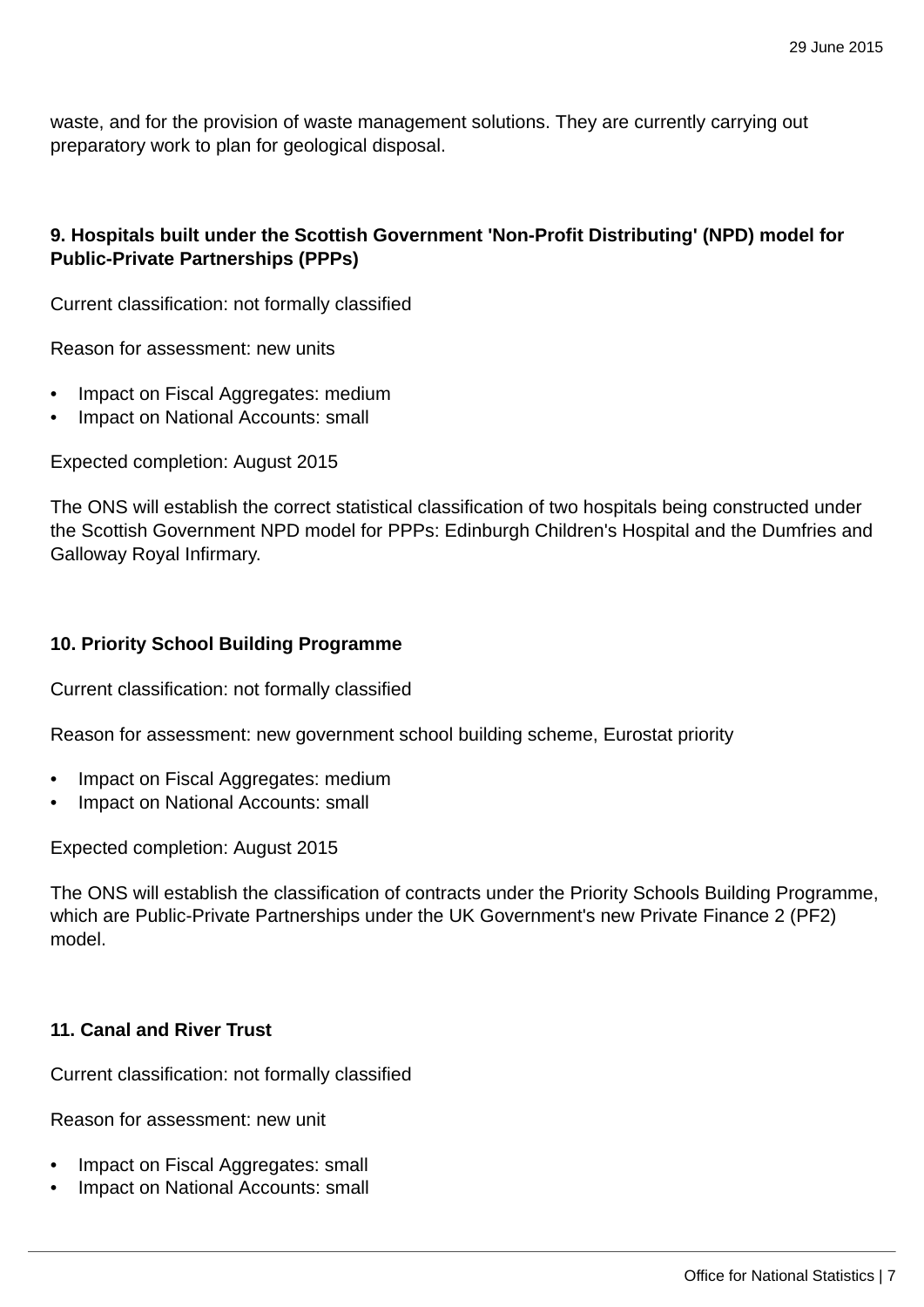waste, and for the provision of waste management solutions. They are currently carrying out preparatory work to plan for geological disposal.

**9. Hospitals built under the Scottish Government 'Non-Profit Distributing' (NPD) model for Public-Private Partnerships (PPPs)**

Current classification: not formally classified

Reason for assessment: new units

- Impact on Fiscal Aggregates: medium
- Impact on National Accounts: small

Expected completion: August 2015

The ONS will establish the correct statistical classification of two hospitals being constructed under the Scottish Government NPD model for PPPs: Edinburgh Children's Hospital and the Dumfries and Galloway Royal Infirmary.

**10. Priority School Building Programme**

Current classification: not formally classified

Reason for assessment: new government school building scheme, Eurostat priority

- Impact on Fiscal Aggregates: medium
- Impact on National Accounts: small

Expected completion: August 2015

The ONS will establish the classification of contracts under the Priority Schools Building Programme, which are Public-Private Partnerships under the UK Government's new Private Finance 2 (PF2) model.

**11. Canal and River Trust**

Current classification: not formally classified

Reason for assessment: new unit

- Impact on Fiscal Aggregates: small
- Impact on National Accounts: small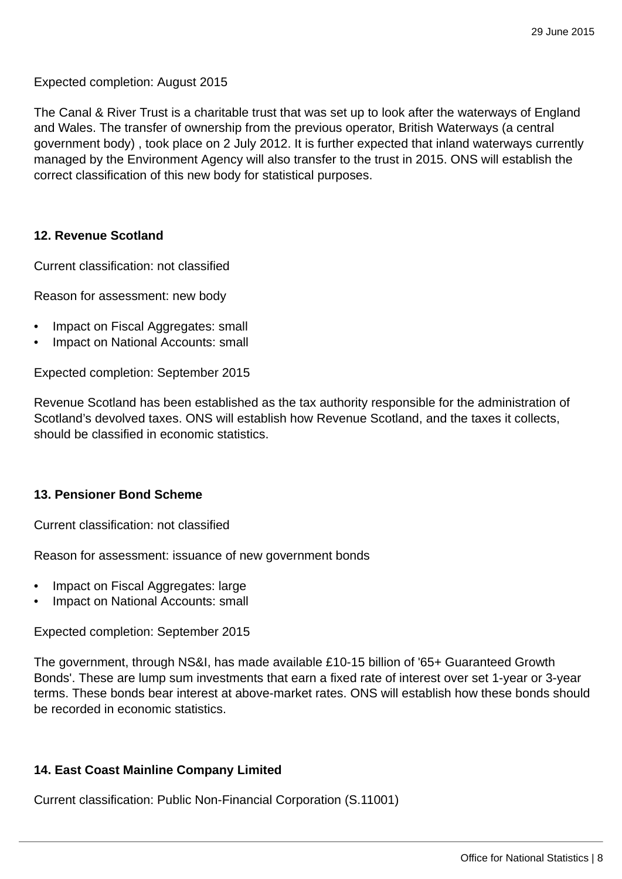Expected completion: August 2015

The Canal & River Trust is a charitable trust that was set up to look after the waterways of England and Wales. The transfer of ownership from the previous operator, British Waterways (a central government body) , took place on 2 July 2012. It is further expected that inland waterways currently managed by the Environment Agency will also transfer to the trust in 2015. ONS will establish the correct classification of this new body for statistical purposes.

**12. Revenue Scotland**

Current classification: not classified

Reason for assessment: new body

- Impact on Fiscal Aggregates: small
- Impact on National Accounts: small

Expected completion: September 2015

Revenue Scotland has been established as the tax authority responsible for the administration of Scotland's devolved taxes. ONS will establish how Revenue Scotland, and the taxes it collects, should be classified in economic statistics.

**13. Pensioner Bond Scheme**

Current classification: not classified

Reason for assessment: issuance of new government bonds

- Impact on Fiscal Aggregates: large
- Impact on National Accounts: small

Expected completion: September 2015

The government, through NS&I, has made available £10-15 billion of '65+ Guaranteed Growth Bonds'. These are lump sum investments that earn a fixed rate of interest over set 1-year or 3-year terms. These bonds bear interest at above-market rates. ONS will establish how these bonds should be recorded in economic statistics.

**14. East Coast Mainline Company Limited**

Current classification: Public Non-Financial Corporation (S.11001)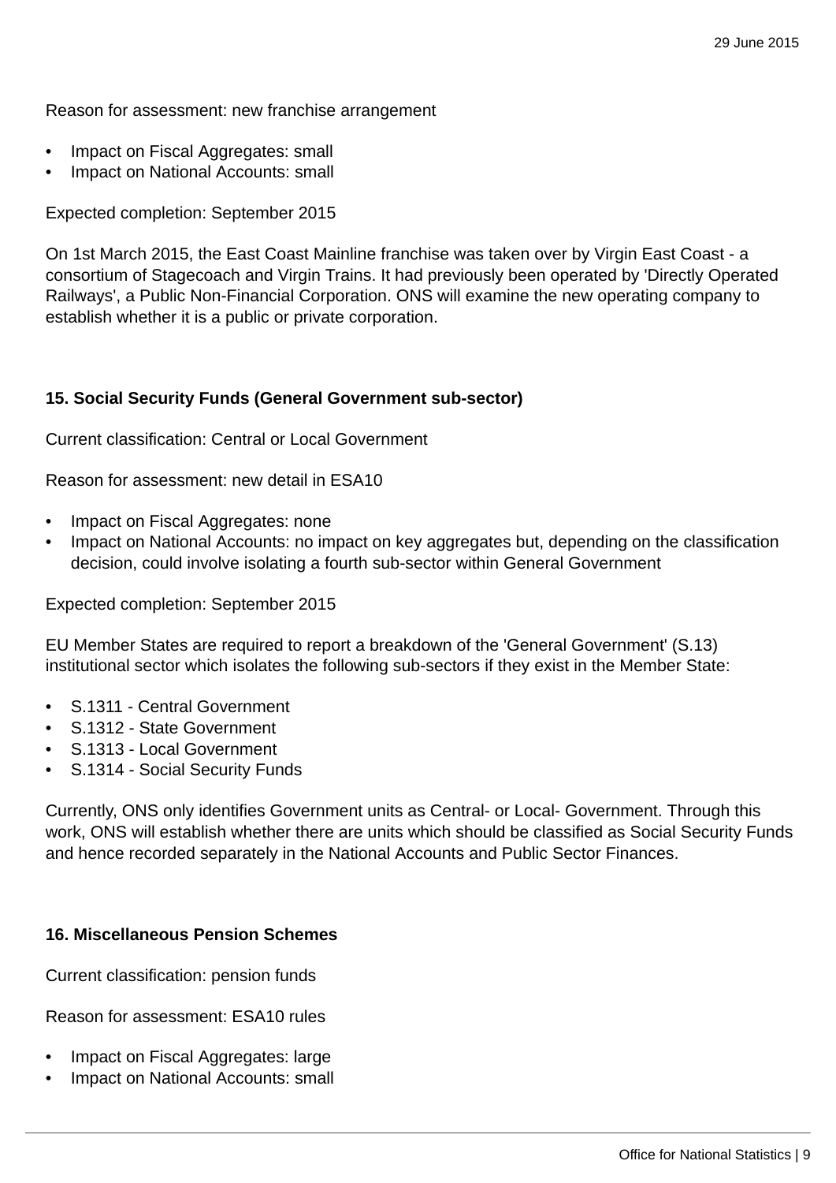Reason for assessment: new franchise arrangement

- Impact on Fiscal Aggregates: small
- Impact on National Accounts: small

Expected completion: September 2015

On 1st March 2015, the East Coast Mainline franchise was taken over by Virgin East Coast - a consortium of Stagecoach and Virgin Trains. It had previously been operated by 'Directly Operated Railways', a Public Non-Financial Corporation. ONS will examine the new operating company to establish whether it is a public or private corporation.

**15. Social Security Funds (General Government sub-sector)**

Current classification: Central or Local Government

Reason for assessment: new detail in ESA10

- Impact on Fiscal Aggregates: none
- Impact on National Accounts: no impact on key aggregates but, depending on the classification decision, could involve isolating a fourth sub-sector within General Government

Expected completion: September 2015

EU Member States are required to report a breakdown of the 'General Government' (S.13) institutional sector which isolates the following sub-sectors if they exist in the Member State:

- S.1311 - Central Government
- S.1312 - State Government
- S.1313 - Local Government
- S.1314 - Social Security Funds

Currently, ONS only identifies Government units as Central- or Local- Government. Through this work, ONS will establish whether there are units which should be classified as Social Security Funds and hence recorded separately in the National Accounts and Public Sector Finances.

**16. Miscellaneous Pension Schemes**

Current classification: pension funds

Reason for assessment: ESA10 rules

- Impact on Fiscal Aggregates: large
- Impact on National Accounts: small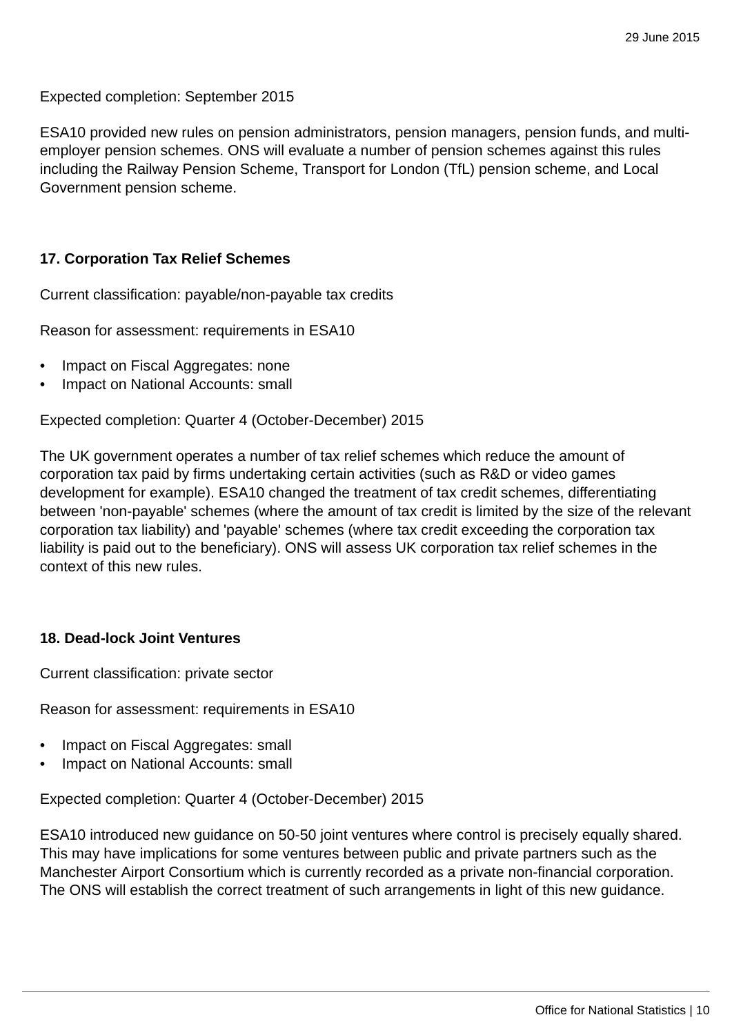Expected completion: September 2015

ESA10 provided new rules on pension administrators, pension managers, pension funds, and multi-employer pension schemes. ONS will evaluate a number of pension schemes against this rules including the Railway Pension Scheme, Transport for London (TfL) pension scheme, and Local Government pension scheme.

**17. Corporation Tax Relief Schemes**

Current classification: payable/non-payable tax credits

Reason for assessment: requirements in ESA10

- Impact on Fiscal Aggregates: none
- Impact on National Accounts: small

Expected completion: Quarter 4 (October-December) 2015

The UK government operates a number of tax relief schemes which reduce the amount of corporation tax paid by firms undertaking certain activities (such as R&D or video games development for example). ESA10 changed the treatment of tax credit schemes, differentiating between 'non-payable' schemes (where the amount of tax credit is limited by the size of the relevant corporation tax liability) and 'payable' schemes (where tax credit exceeding the corporation tax liability is paid out to the beneficiary). ONS will assess UK corporation tax relief schemes in the context of this new rules.

**18. Dead-lock Joint Ventures**

Current classification: private sector

Reason for assessment: requirements in ESA10

- Impact on Fiscal Aggregates: small
- Impact on National Accounts: small

Expected completion: Quarter 4 (October-December) 2015

ESA10 introduced new guidance on 50-50 joint ventures where control is precisely equally shared. This may have implications for some ventures between public and private partners such as the Manchester Airport Consortium which is currently recorded as a private non-financial corporation. The ONS will establish the correct treatment of such arrangements in light of this new guidance.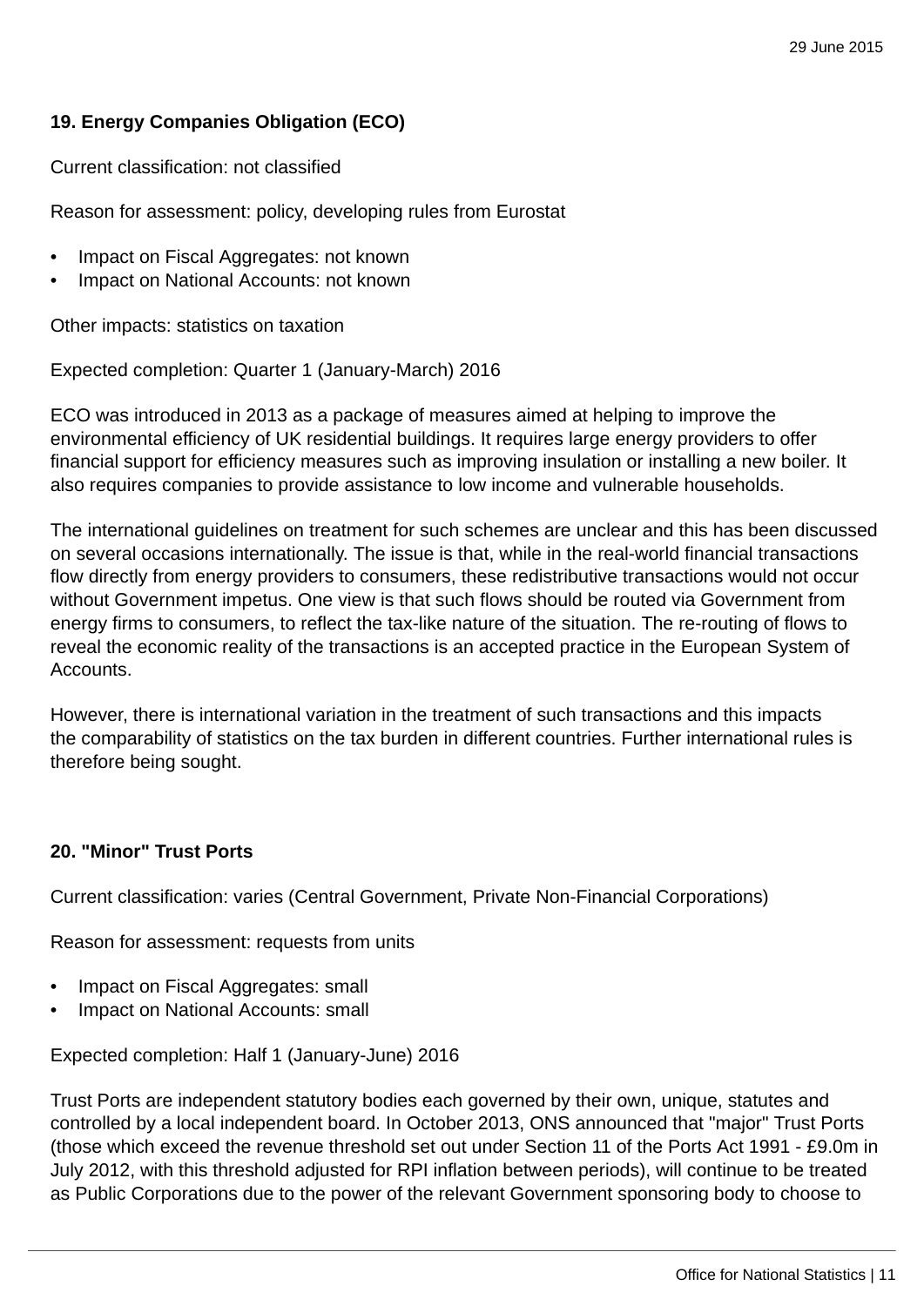### 19. Energy Companies Obligation (ECO)

Current classification: not classified

Reason for assessment: policy, developing rules from Eurostat

- Impact on Fiscal Aggregates: not known
- Impact on National Accounts: not known

Other impacts: statistics on taxation

Expected completion: Quarter 1 (January-March) 2016

ECO was introduced in 2013 as a package of measures aimed at helping to improve the environmental efficiency of UK residential buildings. It requires large energy providers to offer financial support for efficiency measures such as improving insulation or installing a new boiler. It also requires companies to provide assistance to low income and vulnerable households.

The international guidelines on treatment for such schemes are unclear and this has been discussed on several occasions internationally. The issue is that, while in the real-world financial transactions flow directly from energy providers to consumers, these redistributive transactions would not occur without Government impetus. One view is that such flows should be routed via Government from energy firms to consumers, to reflect the tax-like nature of the situation. The re-routing of flows to reveal the economic reality of the transactions is an accepted practice in the European System of Accounts.

However, there is international variation in the treatment of such transactions and this impacts the comparability of statistics on the tax burden in different countries. Further international rules is therefore being sought.

### 20. "Minor" Trust Ports

Current classification: varies (Central Government, Private Non-Financial Corporations)

Reason for assessment: requests from units

- Impact on Fiscal Aggregates: small
- Impact on National Accounts: small

Expected completion: Half 1 (January-June) 2016

Trust Ports are independent statutory bodies each governed by their own, unique, statutes and controlled by a local independent board. In October 2013, ONS announced that "major" Trust Ports (those which exceed the revenue threshold set out under Section 11 of the Ports Act 1991 - £9.0m in July 2012, with this threshold adjusted for RPI inflation between periods), will continue to be treated as Public Corporations due to the power of the relevant Government sponsoring body to choose to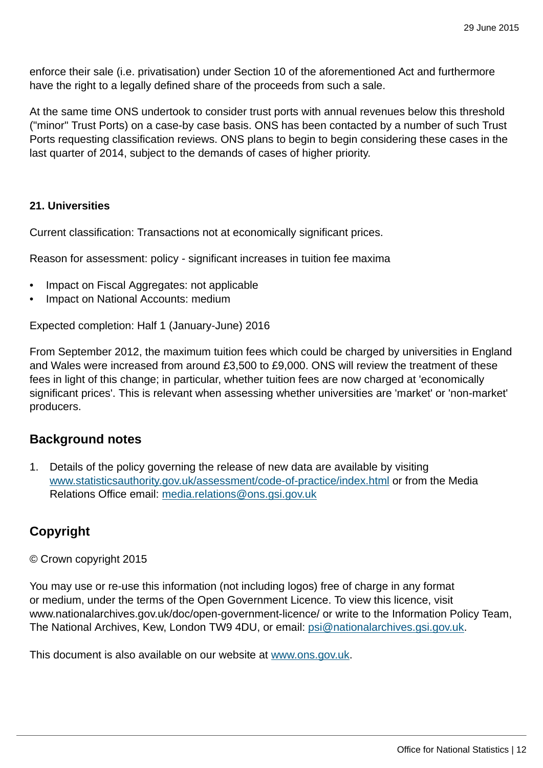enforce their sale (i.e. privatisation) under Section 10 of the aforementioned Act and furthermore have the right to a legally defined share of the proceeds from such a sale.

At the same time ONS undertook to consider trust ports with annual revenues below this threshold ("minor" Trust Ports) on a case-by case basis. ONS has been contacted by a number of such Trust Ports requesting classification reviews. ONS plans to begin to begin considering these cases in the last quarter of 2014, subject to the demands of cases of higher priority.

**21. Universities**

Current classification: Transactions not at economically significant prices.

Reason for assessment: policy - significant increases in tuition fee maxima

- Impact on Fiscal Aggregates: not applicable
- Impact on National Accounts: medium

Expected completion: Half 1 (January-June) 2016

From September 2012, the maximum tuition fees which could be charged by universities in England and Wales were increased from around £3,500 to £9,000. ONS will review the treatment of these fees in light of this change; in particular, whether tuition fees are now charged at 'economically significant prices'. This is relevant when assessing whether universities are 'market' or 'non-market' producers.

## Background notes

1. Details of the policy governing the release of new data are available by visiting www.statisticsauthority.gov.uk/assessment/code-of-practice/index.html or from the Media Relations Office email: media.relations@ons.gsi.gov.uk

## Copyright

© Crown copyright 2015

You may use or re-use this information (not including logos) free of charge in any format or medium, under the terms of the Open Government Licence. To view this licence, visit www.nationalarchives.gov.uk/doc/open-government-licence/ or write to the Information Policy Team, The National Archives, Kew, London TW9 4DU, or email: psi@nationalarchives.gsi.gov.uk.

This document is also available on our website at www.ons.gov.uk.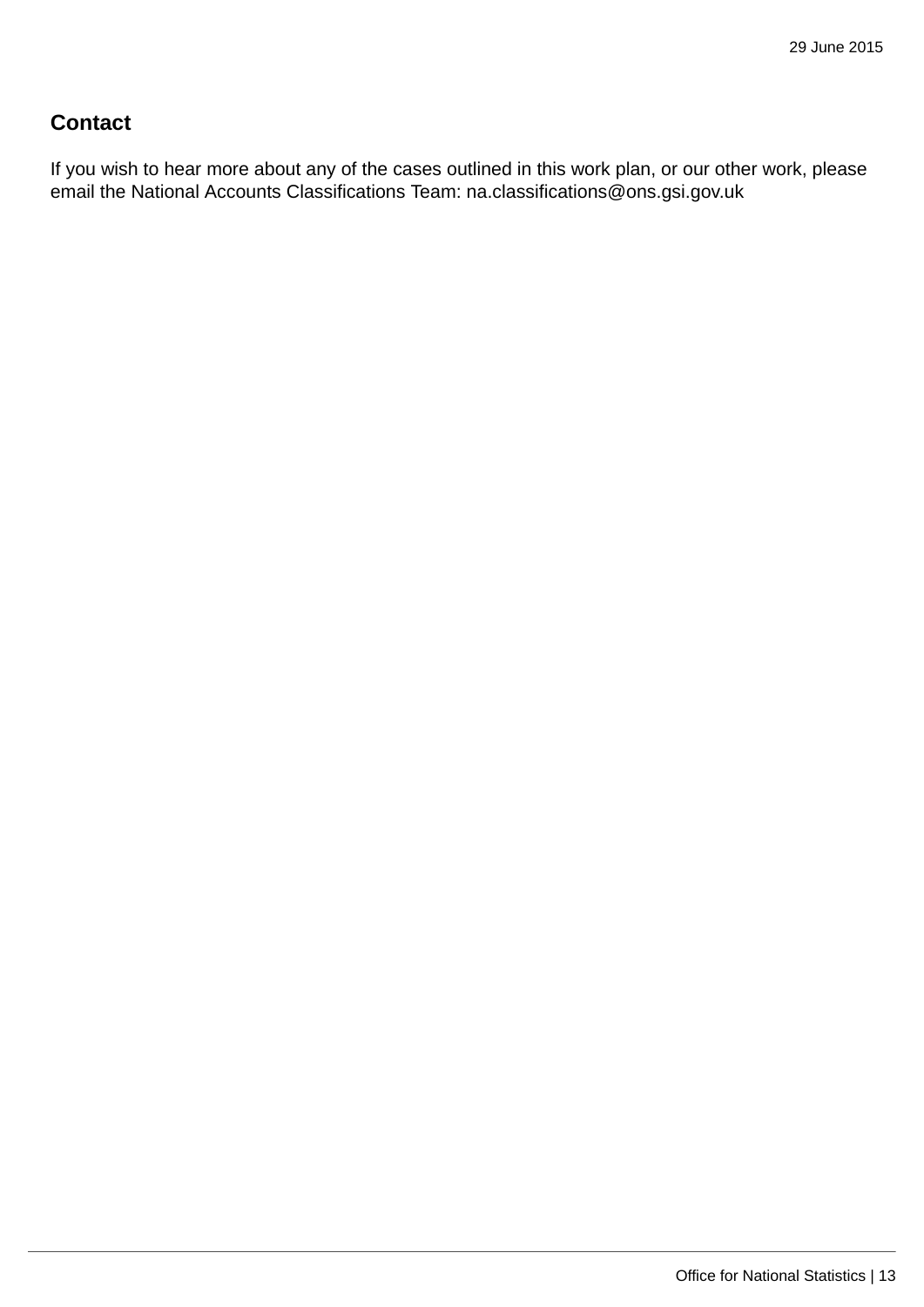## Contact

If you wish to hear more about any of the cases outlined in this work plan, or our other work, please email the National Accounts Classifications Team: na.classifications@ons.gsi.gov.uk